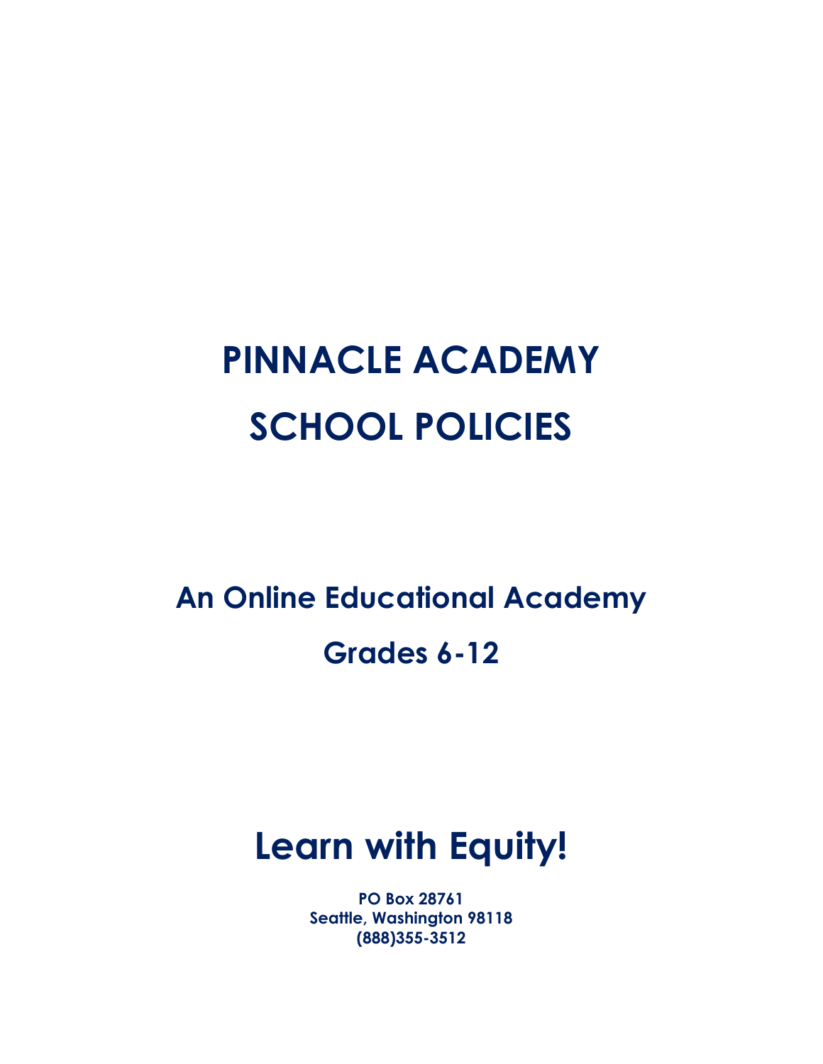# PINNACLE ACADEMY
# SCHOOL POLICIES

## An Online Educational Academy
## Grades 6-12

# Learn with Equity!

**PO Box 28761**
**Seattle, Washington 98118**
**(888)355-3512**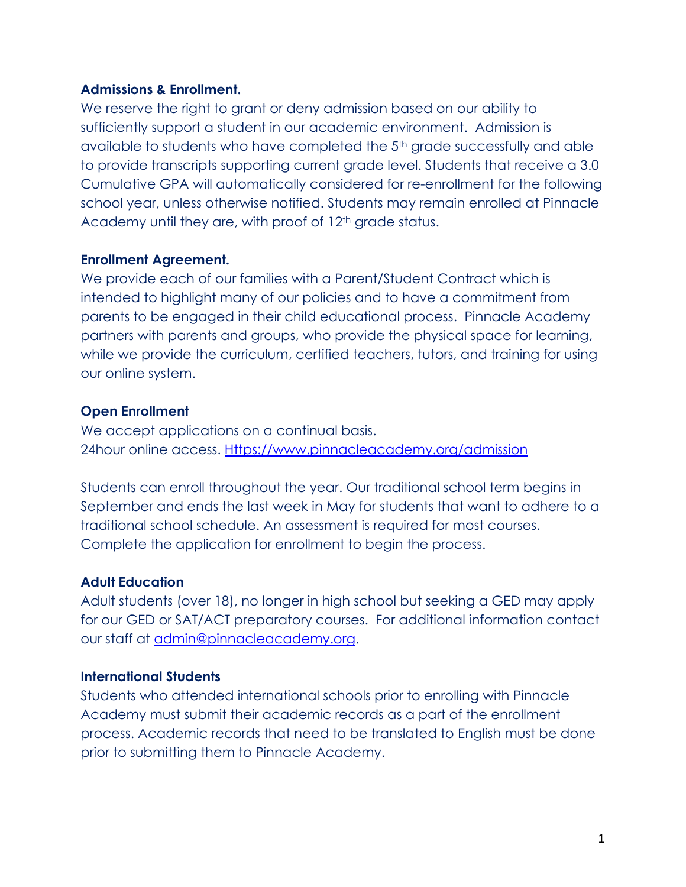**Admissions & Enrollment.**

We reserve the right to grant or deny admission based on our ability to sufficiently support a student in our academic environment. Admission is available to students who have completed the 5th grade successfully and able to provide transcripts supporting current grade level. Students that receive a 3.0 Cumulative GPA will automatically considered for re-enrollment for the following school year, unless otherwise notified. Students may remain enrolled at Pinnacle Academy until they are, with proof of 12th grade status.

**Enrollment Agreement.**

We provide each of our families with a Parent/Student Contract which is intended to highlight many of our policies and to have a commitment from parents to be engaged in their child educational process. Pinnacle Academy partners with parents and groups, who provide the physical space for learning, while we provide the curriculum, certified teachers, tutors, and training for using our online system.

**Open Enrollment**

We accept applications on a continual basis.
24hour online access. [Https://www.pinnacleacademy.org/admission](Https://www.pinnacleacademy.org/admission)

Students can enroll throughout the year. Our traditional school term begins in September and ends the last week in May for students that want to adhere to a traditional school schedule. An assessment is required for most courses. Complete the application for enrollment to begin the process.

**Adult Education**

Adult students (over 18), no longer in high school but seeking a GED may apply for our GED or SAT/ACT preparatory courses. For additional information contact our staff at [admin@pinnacleacademy.org](mailto:admin@pinnacleacademy.org).

**International Students**

Students who attended international schools prior to enrolling with Pinnacle Academy must submit their academic records as a part of the enrollment process. Academic records that need to be translated to English must be done prior to submitting them to Pinnacle Academy.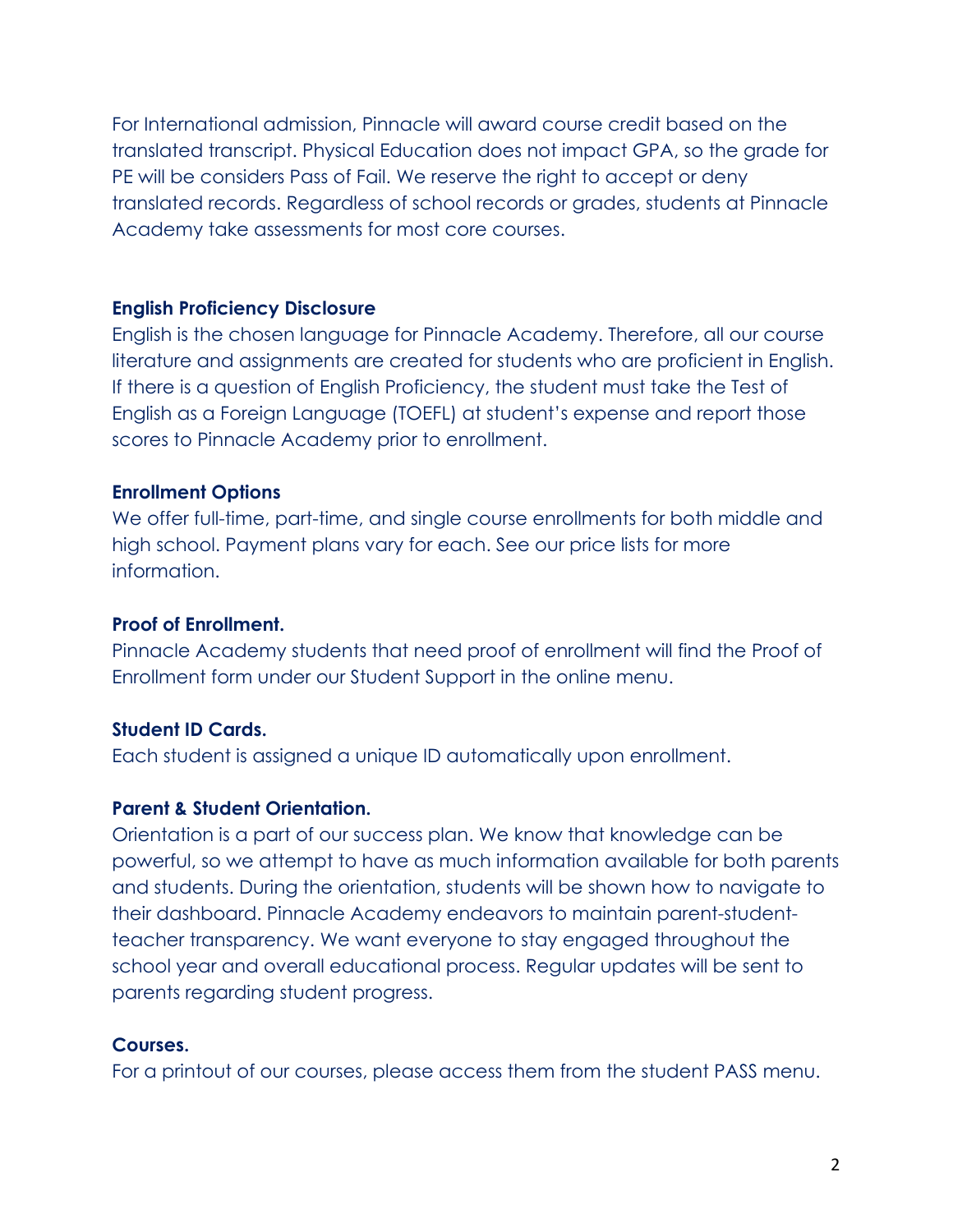For International admission, Pinnacle will award course credit based on the translated transcript. Physical Education does not impact GPA, so the grade for PE will be considers Pass of Fail. We reserve the right to accept or deny translated records. Regardless of school records or grades, students at Pinnacle Academy take assessments for most core courses.

**English Proficiency Disclosure**

English is the chosen language for Pinnacle Academy. Therefore, all our course literature and assignments are created for students who are proficient in English. If there is a question of English Proficiency, the student must take the Test of English as a Foreign Language (TOEFL) at student's expense and report those scores to Pinnacle Academy prior to enrollment.

**Enrollment Options**

We offer full-time, part-time, and single course enrollments for both middle and high school. Payment plans vary for each. See our price lists for more information.

**Proof of Enrollment.**

Pinnacle Academy students that need proof of enrollment will find the Proof of Enrollment form under our Student Support in the online menu.

**Student ID Cards.**

Each student is assigned a unique ID automatically upon enrollment.

**Parent & Student Orientation.**

Orientation is a part of our success plan. We know that knowledge can be powerful, so we attempt to have as much information available for both parents and students. During the orientation, students will be shown how to navigate to their dashboard. Pinnacle Academy endeavors to maintain parent-student-teacher transparency. We want everyone to stay engaged throughout the school year and overall educational process. Regular updates will be sent to parents regarding student progress.

**Courses.**

For a printout of our courses, please access them from the student PASS menu.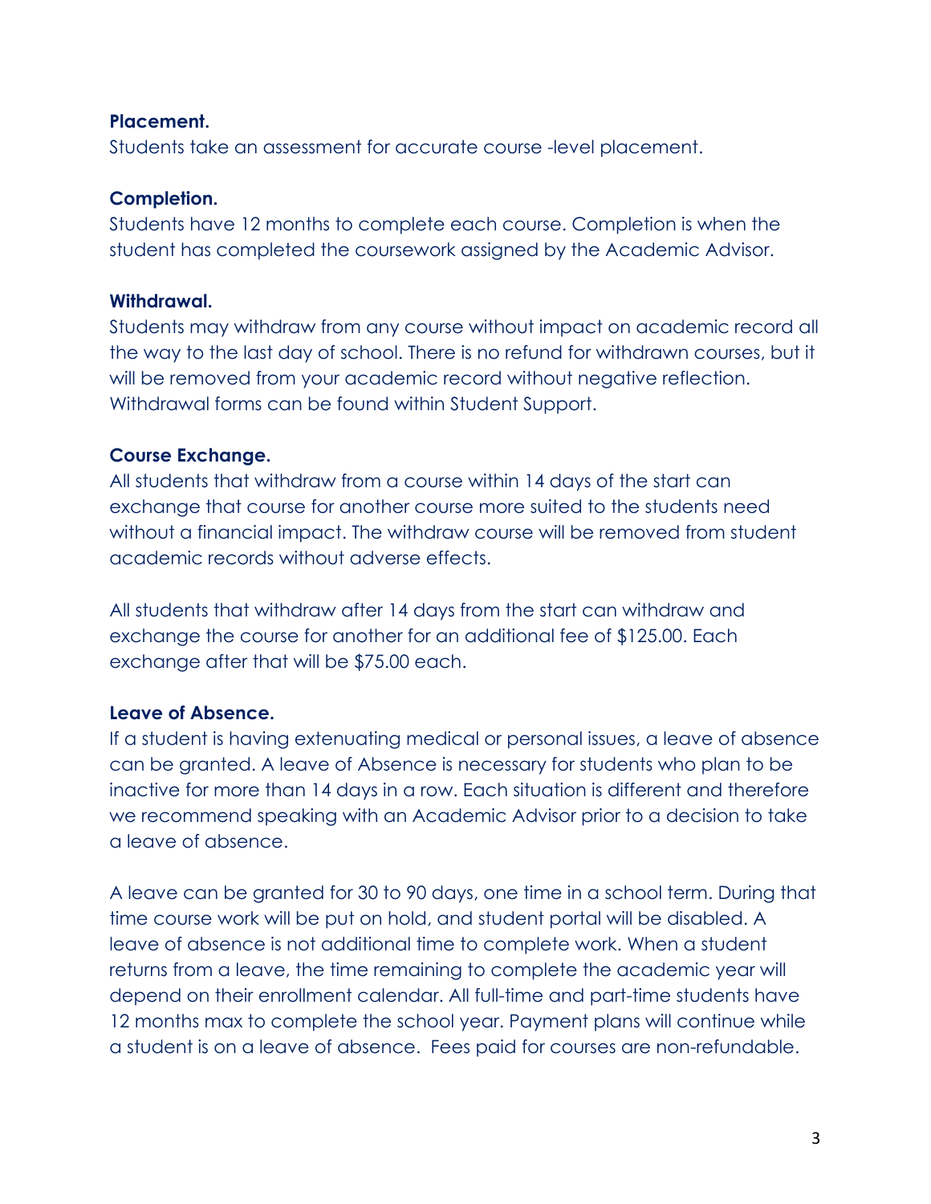**Placement.**

Students take an assessment for accurate course -level placement.

**Completion.**

Students have 12 months to complete each course. Completion is when the student has completed the coursework assigned by the Academic Advisor.

**Withdrawal.**

Students may withdraw from any course without impact on academic record all the way to the last day of school. There is no refund for withdrawn courses, but it will be removed from your academic record without negative reflection. Withdrawal forms can be found within Student Support.

**Course Exchange.**

All students that withdraw from a course within 14 days of the start can exchange that course for another course more suited to the students need without a financial impact. The withdraw course will be removed from student academic records without adverse effects.

All students that withdraw after 14 days from the start can withdraw and exchange the course for another for an additional fee of $125.00. Each exchange after that will be $75.00 each.

**Leave of Absence.**

If a student is having extenuating medical or personal issues, a leave of absence can be granted. A leave of Absence is necessary for students who plan to be inactive for more than 14 days in a row. Each situation is different and therefore we recommend speaking with an Academic Advisor prior to a decision to take a leave of absence.

A leave can be granted for 30 to 90 days, one time in a school term. During that time course work will be put on hold, and student portal will be disabled. A leave of absence is not additional time to complete work. When a student returns from a leave, the time remaining to complete the academic year will depend on their enrollment calendar. All full-time and part-time students have 12 months max to complete the school year. Payment plans will continue while a student is on a leave of absence. Fees paid for courses are non-refundable.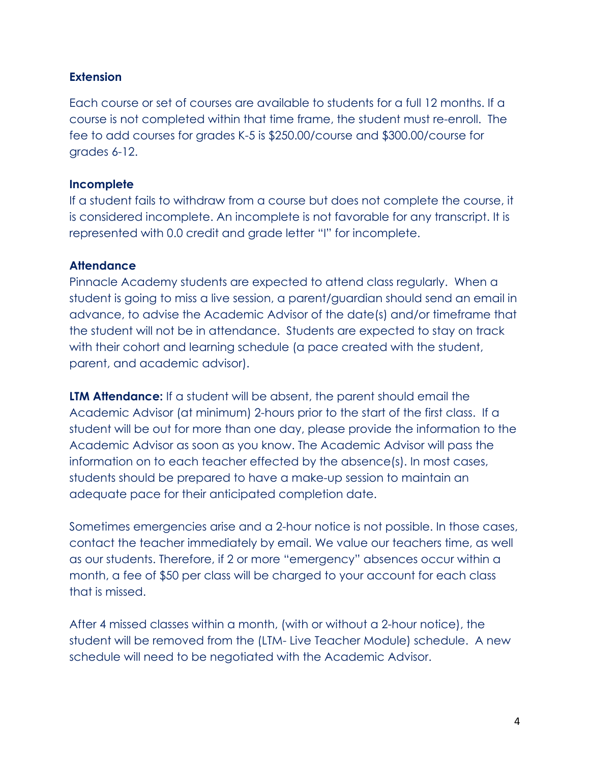**Extension**

Each course or set of courses are available to students for a full 12 months. If a course is not completed within that time frame, the student must re-enroll. The fee to add courses for grades K-5 is $250.00/course and $300.00/course for grades 6-12.

**Incomplete**

If a student fails to withdraw from a course but does not complete the course, it is considered incomplete. An incomplete is not favorable for any transcript. It is represented with 0.0 credit and grade letter "I" for incomplete.

**Attendance**

Pinnacle Academy students are expected to attend class regularly. When a student is going to miss a live session, a parent/guardian should send an email in advance, to advise the Academic Advisor of the date(s) and/or timeframe that the student will not be in attendance. Students are expected to stay on track with their cohort and learning schedule (a pace created with the student, parent, and academic advisor).

**LTM Attendance:** If a student will be absent, the parent should email the Academic Advisor (at minimum) 2-hours prior to the start of the first class. If a student will be out for more than one day, please provide the information to the Academic Advisor as soon as you know. The Academic Advisor will pass the information on to each teacher effected by the absence(s). In most cases, students should be prepared to have a make-up session to maintain an adequate pace for their anticipated completion date.

Sometimes emergencies arise and a 2-hour notice is not possible. In those cases, contact the teacher immediately by email. We value our teachers time, as well as our students. Therefore, if 2 or more "emergency" absences occur within a month, a fee of $50 per class will be charged to your account for each class that is missed.

After 4 missed classes within a month, (with or without a 2-hour notice), the student will be removed from the (LTM- Live Teacher Module) schedule. A new schedule will need to be negotiated with the Academic Advisor.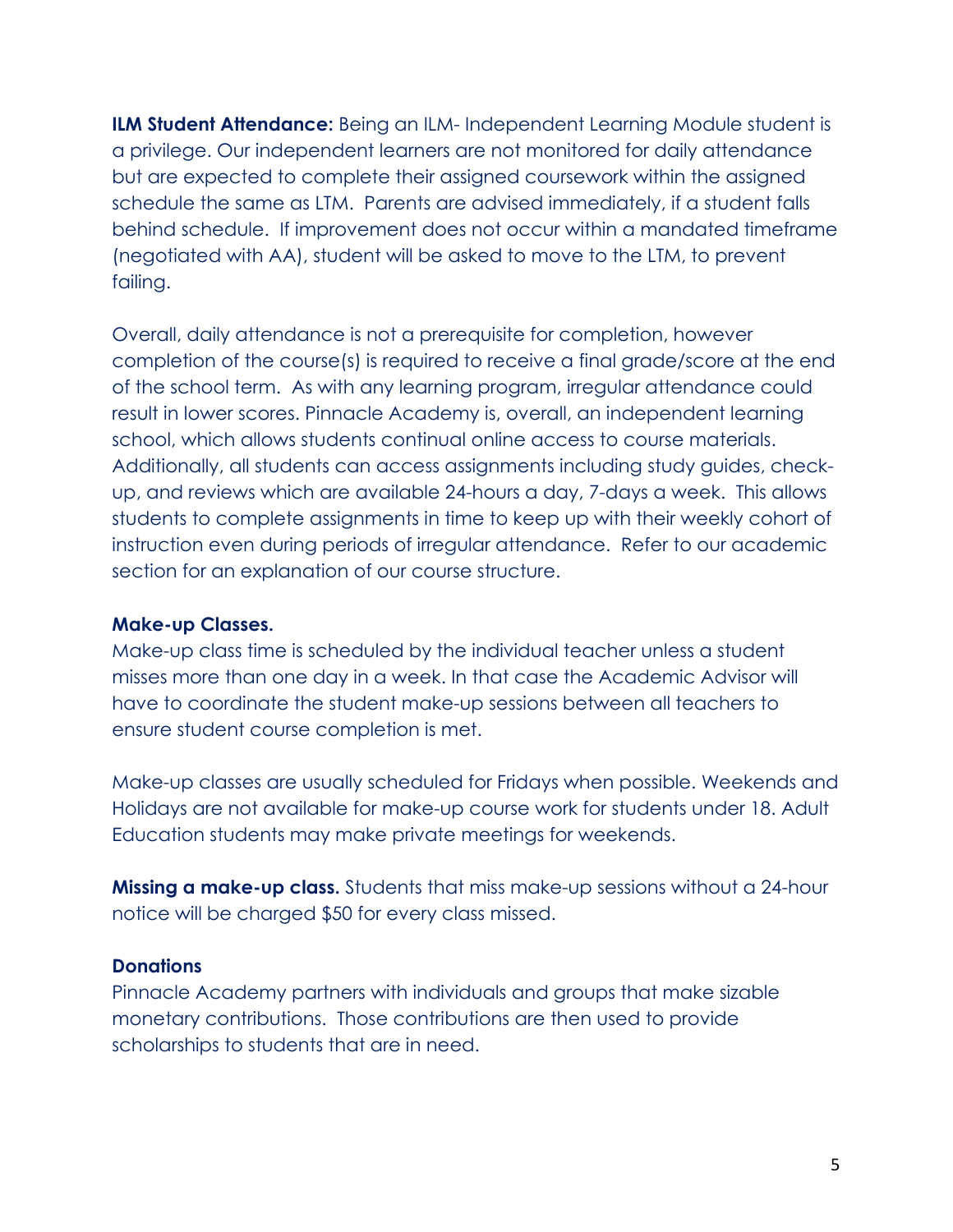**ILM Student Attendance:** Being an ILM- Independent Learning Module student is a privilege. Our independent learners are not monitored for daily attendance but are expected to complete their assigned coursework within the assigned schedule the same as LTM. Parents are advised immediately, if a student falls behind schedule. If improvement does not occur within a mandated timeframe (negotiated with AA), student will be asked to move to the LTM, to prevent failing.

Overall, daily attendance is not a prerequisite for completion, however completion of the course(s) is required to receive a final grade/score at the end of the school term. As with any learning program, irregular attendance could result in lower scores. Pinnacle Academy is, overall, an independent learning school, which allows students continual online access to course materials. Additionally, all students can access assignments including study guides, check-up, and reviews which are available 24-hours a day, 7-days a week. This allows students to complete assignments in time to keep up with their weekly cohort of instruction even during periods of irregular attendance. Refer to our academic section for an explanation of our course structure.

### Make-up Classes.

Make-up class time is scheduled by the individual teacher unless a student misses more than one day in a week. In that case the Academic Advisor will have to coordinate the student make-up sessions between all teachers to ensure student course completion is met.

Make-up classes are usually scheduled for Fridays when possible. Weekends and Holidays are not available for make-up course work for students under 18. Adult Education students may make private meetings for weekends.

**Missing a make-up class.** Students that miss make-up sessions without a 24-hour notice will be charged $50 for every class missed.

### Donations

Pinnacle Academy partners with individuals and groups that make sizable monetary contributions. Those contributions are then used to provide scholarships to students that are in need.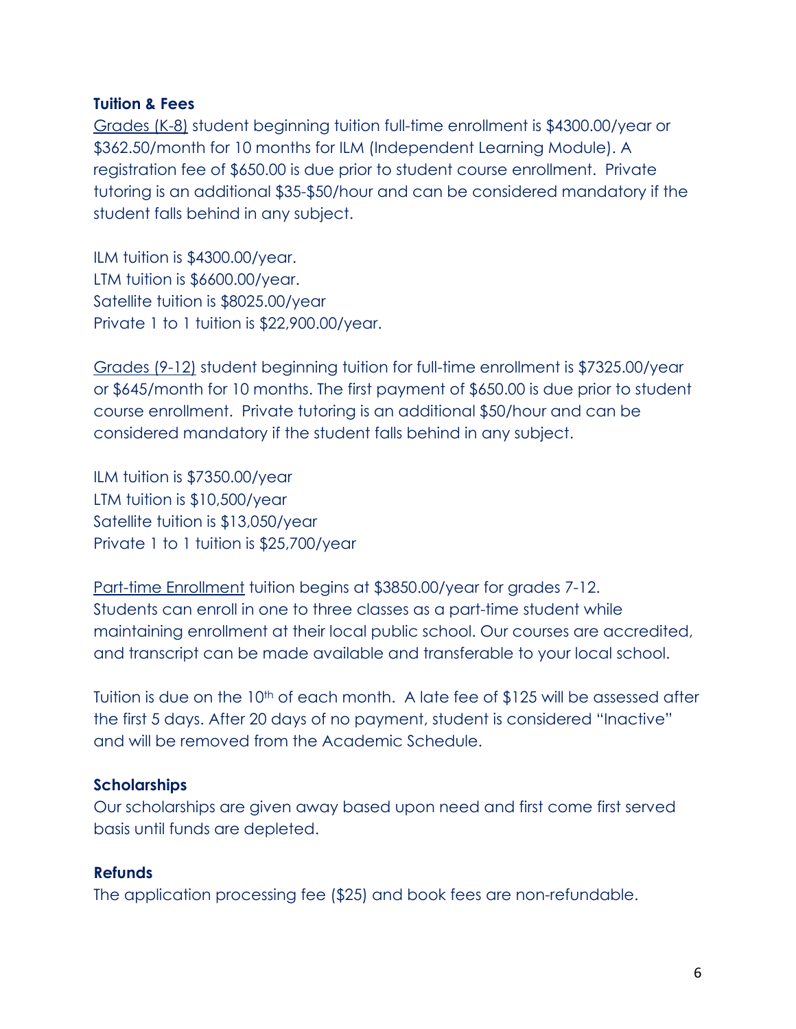**Tuition & Fees**

Grades (K-8) student beginning tuition full-time enrollment is $4300.00/year or $362.50/month for 10 months for ILM (Independent Learning Module). A registration fee of $650.00 is due prior to student course enrollment. Private tutoring is an additional $35-$50/hour and can be considered mandatory if the student falls behind in any subject.

ILM tuition is $4300.00/year.
LTM tuition is $6600.00/year.
Satellite tuition is $8025.00/year
Private 1 to 1 tuition is $22,900.00/year.

Grades (9-12) student beginning tuition for full-time enrollment is $7325.00/year or $645/month for 10 months. The first payment of $650.00 is due prior to student course enrollment. Private tutoring is an additional $50/hour and can be considered mandatory if the student falls behind in any subject.

ILM tuition is $7350.00/year
LTM tuition is $10,500/year
Satellite tuition is $13,050/year
Private 1 to 1 tuition is $25,700/year

Part-time Enrollment tuition begins at $3850.00/year for grades 7-12. Students can enroll in one to three classes as a part-time student while maintaining enrollment at their local public school. Our courses are accredited, and transcript can be made available and transferable to your local school.

Tuition is due on the 10th of each month. A late fee of $125 will be assessed after the first 5 days. After 20 days of no payment, student is considered "Inactive" and will be removed from the Academic Schedule.

**Scholarships**

Our scholarships are given away based upon need and first come first served basis until funds are depleted.

**Refunds**

The application processing fee ($25) and book fees are non-refundable.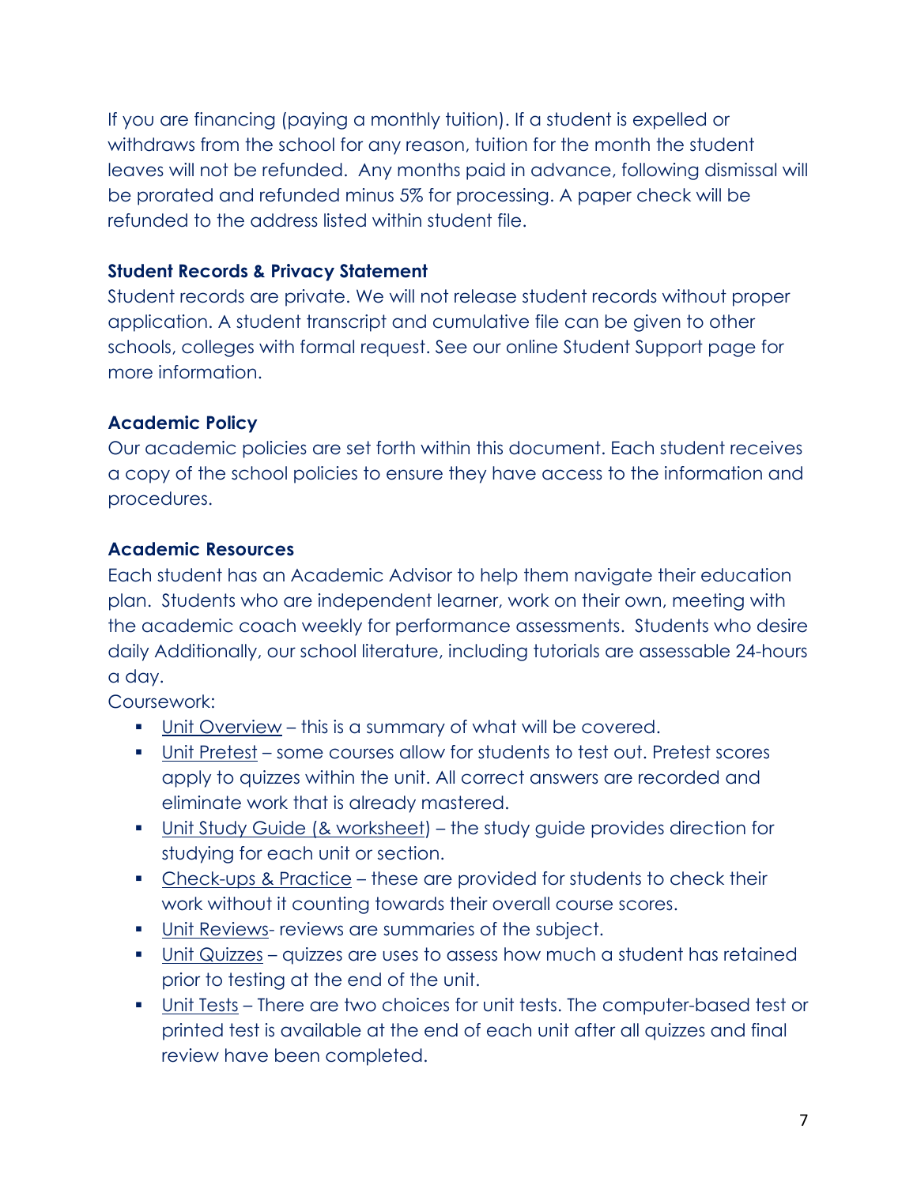If you are financing (paying a monthly tuition). If a student is expelled or withdraws from the school for any reason, tuition for the month the student leaves will not be refunded.  Any months paid in advance, following dismissal will be prorated and refunded minus 5% for processing. A paper check will be refunded to the address listed within student file.

**Student Records & Privacy Statement**

Student records are private. We will not release student records without proper application. A student transcript and cumulative file can be given to other schools, colleges with formal request. See our online Student Support page for more information.

**Academic Policy**

Our academic policies are set forth within this document. Each student receives a copy of the school policies to ensure they have access to the information and procedures.

**Academic Resources**

Each student has an Academic Advisor to help them navigate their education plan.  Students who are independent learner, work on their own, meeting with the academic coach weekly for performance assessments.  Students who desire daily Additionally, our school literature, including tutorials are assessable 24-hours a day.

Coursework:

- Unit Overview – this is a summary of what will be covered.
- Unit Pretest – some courses allow for students to test out. Pretest scores apply to quizzes within the unit. All correct answers are recorded and eliminate work that is already mastered.
- Unit Study Guide (& worksheet) – the study guide provides direction for studying for each unit or section.
- Check-ups & Practice – these are provided for students to check their work without it counting towards their overall course scores.
- Unit Reviews- reviews are summaries of the subject.
- Unit Quizzes – quizzes are uses to assess how much a student has retained prior to testing at the end of the unit.
- Unit Tests – There are two choices for unit tests. The computer-based test or printed test is available at the end of each unit after all quizzes and final review have been completed.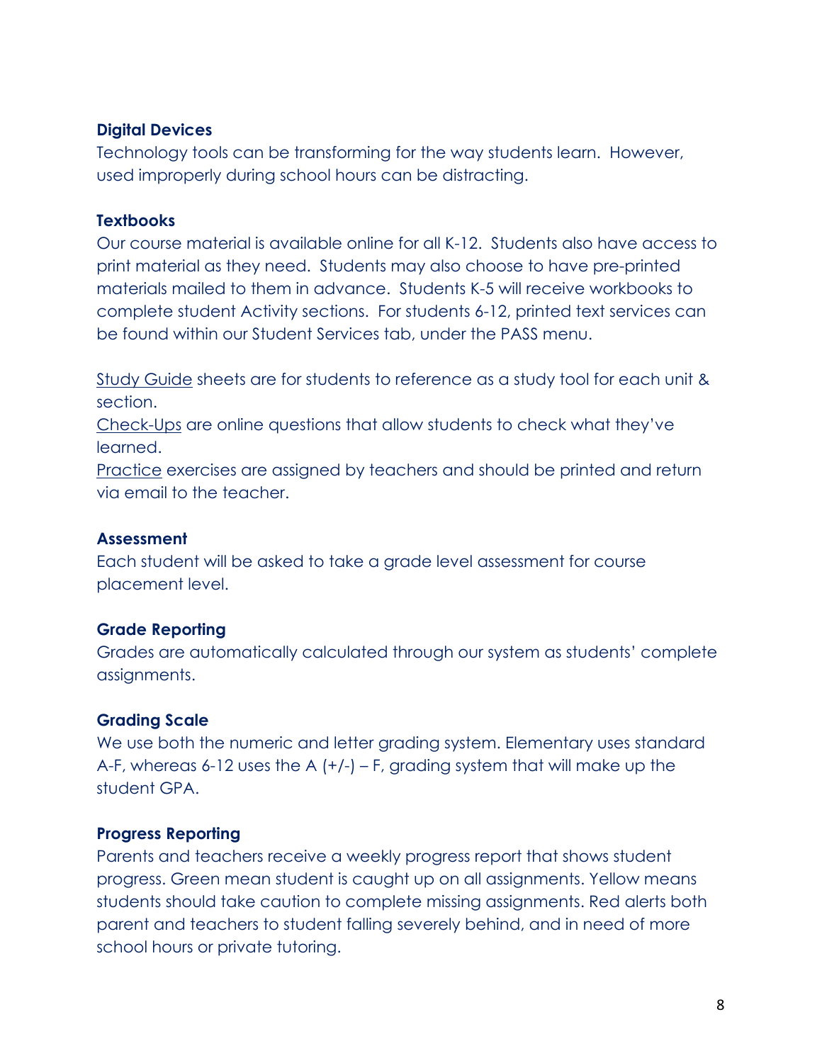**Digital Devices**

Technology tools can be transforming for the way students learn. However, used improperly during school hours can be distracting.

**Textbooks**

Our course material is available online for all K-12. Students also have access to print material as they need. Students may also choose to have pre-printed materials mailed to them in advance. Students K-5 will receive workbooks to complete student Activity sections. For students 6-12, printed text services can be found within our Student Services tab, under the PASS menu.

Study Guide sheets are for students to reference as a study tool for each unit & section.

Check-Ups are online questions that allow students to check what they've learned.

Practice exercises are assigned by teachers and should be printed and return via email to the teacher.

**Assessment**

Each student will be asked to take a grade level assessment for course placement level.

**Grade Reporting**

Grades are automatically calculated through our system as students' complete assignments.

**Grading Scale**

We use both the numeric and letter grading system. Elementary uses standard A-F, whereas 6-12 uses the A (+/-) – F, grading system that will make up the student GPA.

**Progress Reporting**

Parents and teachers receive a weekly progress report that shows student progress. Green mean student is caught up on all assignments. Yellow means students should take caution to complete missing assignments. Red alerts both parent and teachers to student falling severely behind, and in need of more school hours or private tutoring.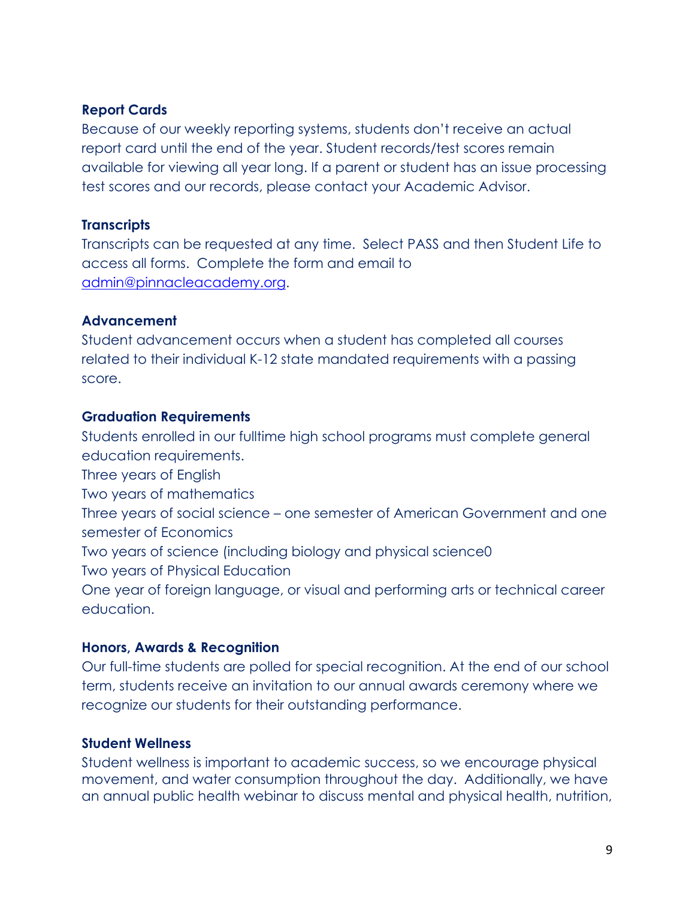**Report Cards**

Because of our weekly reporting systems, students don't receive an actual report card until the end of the year. Student records/test scores remain available for viewing all year long. If a parent or student has an issue processing test scores and our records, please contact your Academic Advisor.

**Transcripts**

Transcripts can be requested at any time. Select PASS and then Student Life to access all forms. Complete the form and email to [admin@pinnacleacademy.org](mailto:admin@pinnacleacademy.org).

**Advancement**

Student advancement occurs when a student has completed all courses related to their individual K-12 state mandated requirements with a passing score.

**Graduation Requirements**

Students enrolled in our fulltime high school programs must complete general education requirements.
Three years of English
Two years of mathematics
Three years of social science – one semester of American Government and one semester of Economics
Two years of science (including biology and physical science0
Two years of Physical Education
One year of foreign language, or visual and performing arts or technical career education.

**Honors, Awards & Recognition**

Our full-time students are polled for special recognition. At the end of our school term, students receive an invitation to our annual awards ceremony where we recognize our students for their outstanding performance.

**Student Wellness**

Student wellness is important to academic success, so we encourage physical movement, and water consumption throughout the day. Additionally, we have an annual public health webinar to discuss mental and physical health, nutrition,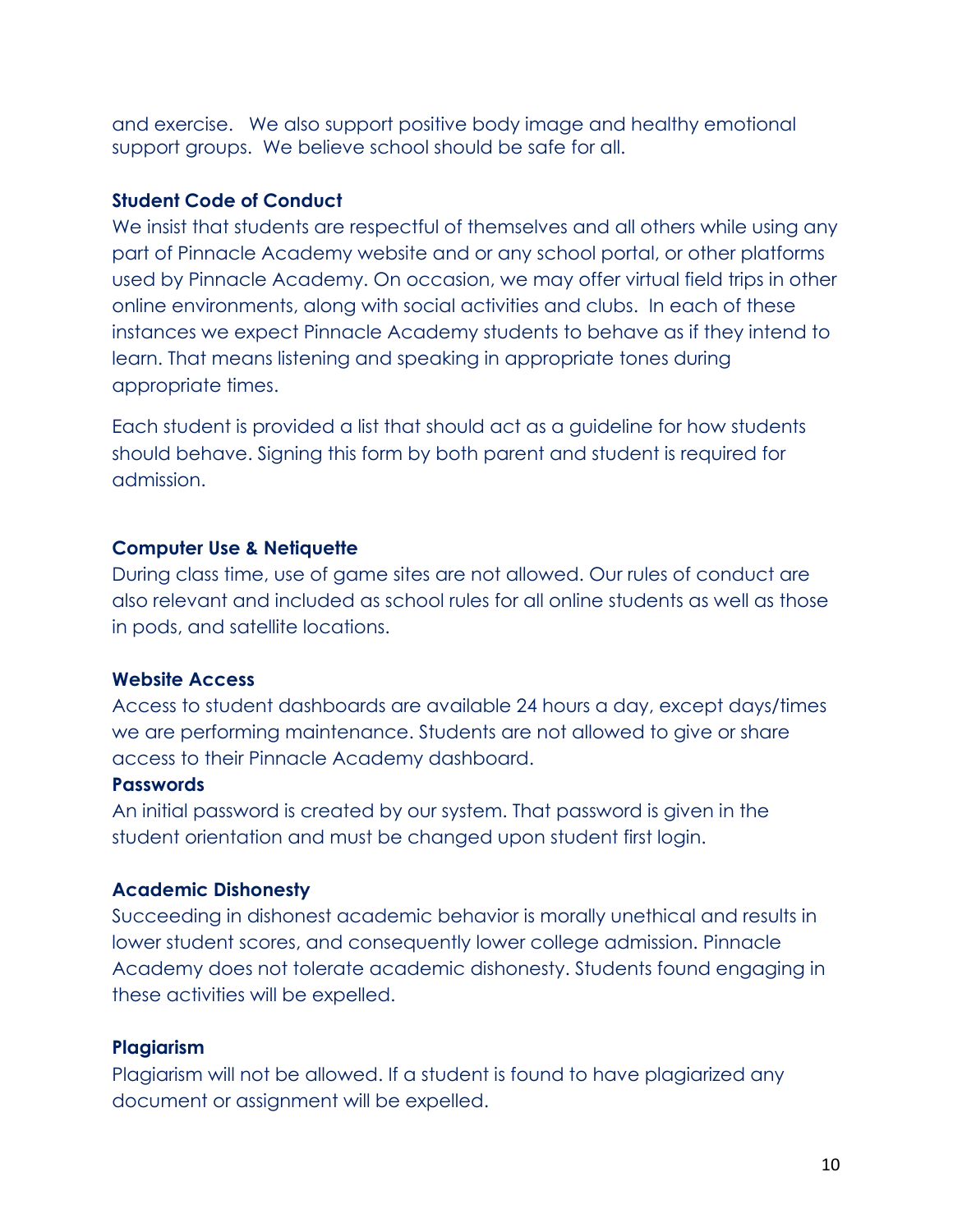and exercise. We also support positive body image and healthy emotional support groups. We believe school should be safe for all.

### Student Code of Conduct

We insist that students are respectful of themselves and all others while using any part of Pinnacle Academy website and or any school portal, or other platforms used by Pinnacle Academy. On occasion, we may offer virtual field trips in other online environments, along with social activities and clubs. In each of these instances we expect Pinnacle Academy students to behave as if they intend to learn. That means listening and speaking in appropriate tones during appropriate times.

Each student is provided a list that should act as a guideline for how students should behave. Signing this form by both parent and student is required for admission.

### Computer Use & Netiquette

During class time, use of game sites are not allowed. Our rules of conduct are also relevant and included as school rules for all online students as well as those in pods, and satellite locations.

### Website Access

Access to student dashboards are available 24 hours a day, except days/times we are performing maintenance. Students are not allowed to give or share access to their Pinnacle Academy dashboard.

### Passwords

An initial password is created by our system. That password is given in the student orientation and must be changed upon student first login.

### Academic Dishonesty

Succeeding in dishonest academic behavior is morally unethical and results in lower student scores, and consequently lower college admission. Pinnacle Academy does not tolerate academic dishonesty. Students found engaging in these activities will be expelled.

### Plagiarism

Plagiarism will not be allowed. If a student is found to have plagiarized any document or assignment will be expelled.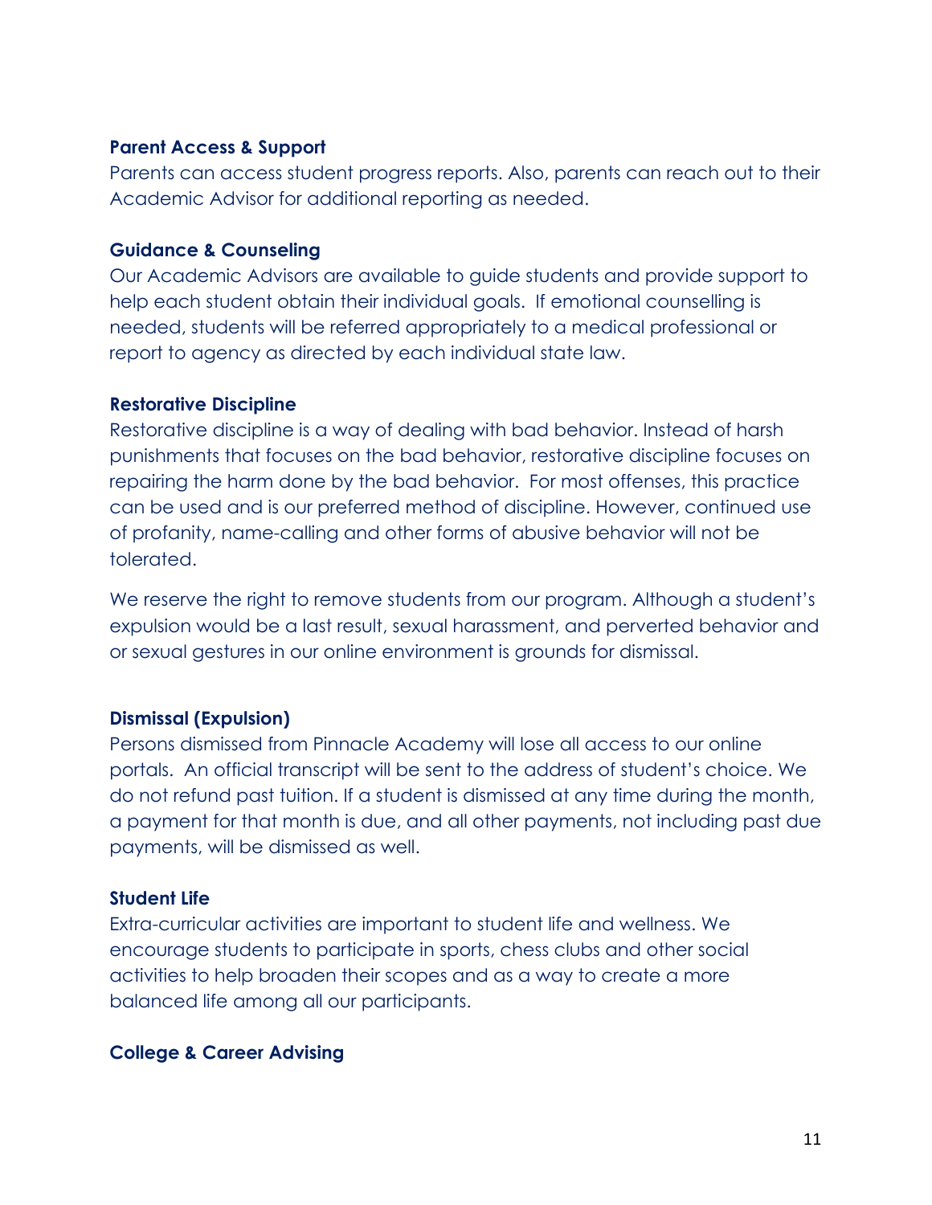### Parent Access & Support

Parents can access student progress reports. Also, parents can reach out to their Academic Advisor for additional reporting as needed.

### Guidance & Counseling

Our Academic Advisors are available to guide students and provide support to help each student obtain their individual goals. If emotional counselling is needed, students will be referred appropriately to a medical professional or report to agency as directed by each individual state law.

### Restorative Discipline

Restorative discipline is a way of dealing with bad behavior. Instead of harsh punishments that focuses on the bad behavior, restorative discipline focuses on repairing the harm done by the bad behavior. For most offenses, this practice can be used and is our preferred method of discipline. However, continued use of profanity, name-calling and other forms of abusive behavior will not be tolerated.

We reserve the right to remove students from our program. Although a student's expulsion would be a last result, sexual harassment, and perverted behavior and or sexual gestures in our online environment is grounds for dismissal.

### Dismissal (Expulsion)

Persons dismissed from Pinnacle Academy will lose all access to our online portals. An official transcript will be sent to the address of student's choice. We do not refund past tuition. If a student is dismissed at any time during the month, a payment for that month is due, and all other payments, not including past due payments, will be dismissed as well.

### Student Life

Extra-curricular activities are important to student life and wellness. We encourage students to participate in sports, chess clubs and other social activities to help broaden their scopes and as a way to create a more balanced life among all our participants.

### College & Career Advising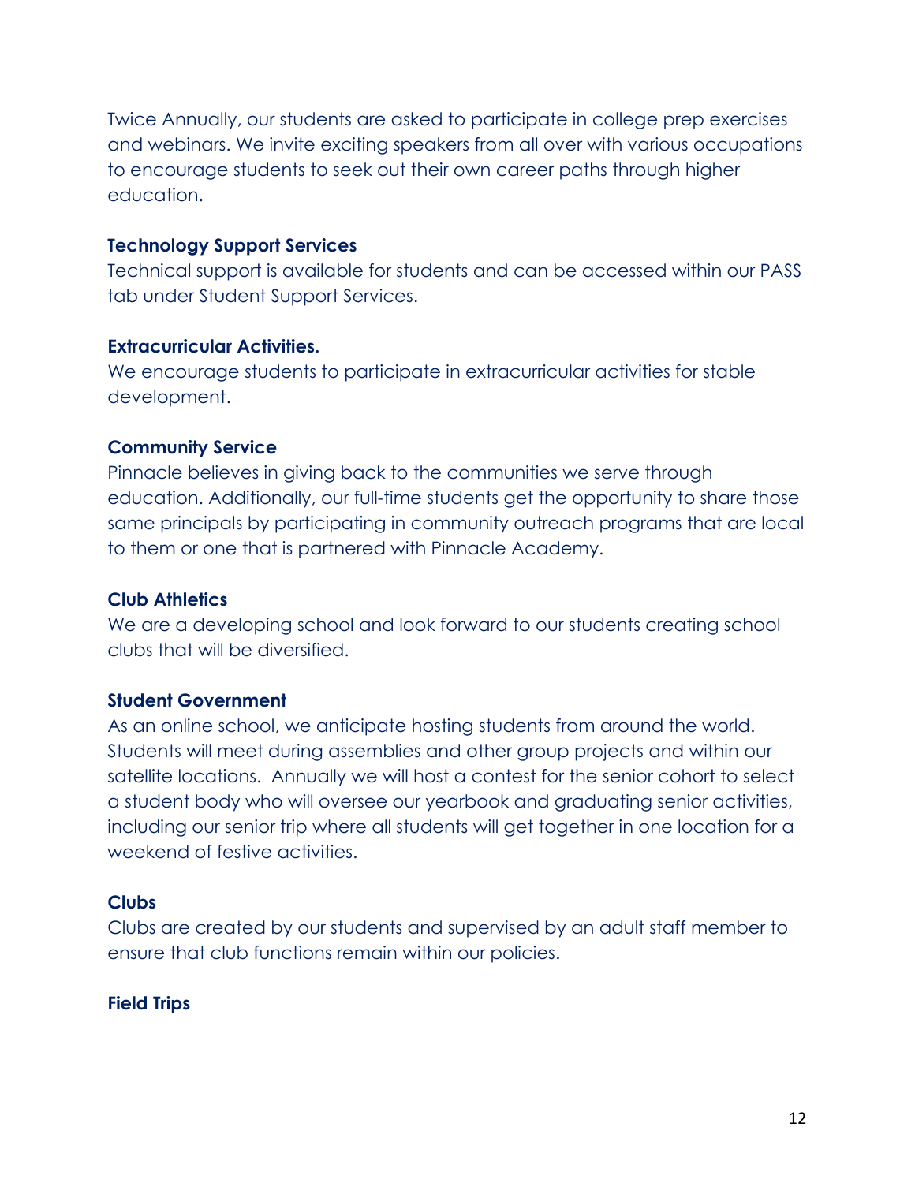Twice Annually, our students are asked to participate in college prep exercises and webinars. We invite exciting speakers from all over with various occupations to encourage students to seek out their own career paths through higher education.

**Technology Support Services**

Technical support is available for students and can be accessed within our PASS tab under Student Support Services.

**Extracurricular Activities.**

We encourage students to participate in extracurricular activities for stable development.

**Community Service**

Pinnacle believes in giving back to the communities we serve through education. Additionally, our full-time students get the opportunity to share those same principals by participating in community outreach programs that are local to them or one that is partnered with Pinnacle Academy.

**Club Athletics**

We are a developing school and look forward to our students creating school clubs that will be diversified.

**Student Government**

As an online school, we anticipate hosting students from around the world. Students will meet during assemblies and other group projects and within our satellite locations. Annually we will host a contest for the senior cohort to select a student body who will oversee our yearbook and graduating senior activities, including our senior trip where all students will get together in one location for a weekend of festive activities.

**Clubs**

Clubs are created by our students and supervised by an adult staff member to ensure that club functions remain within our policies.

**Field Trips**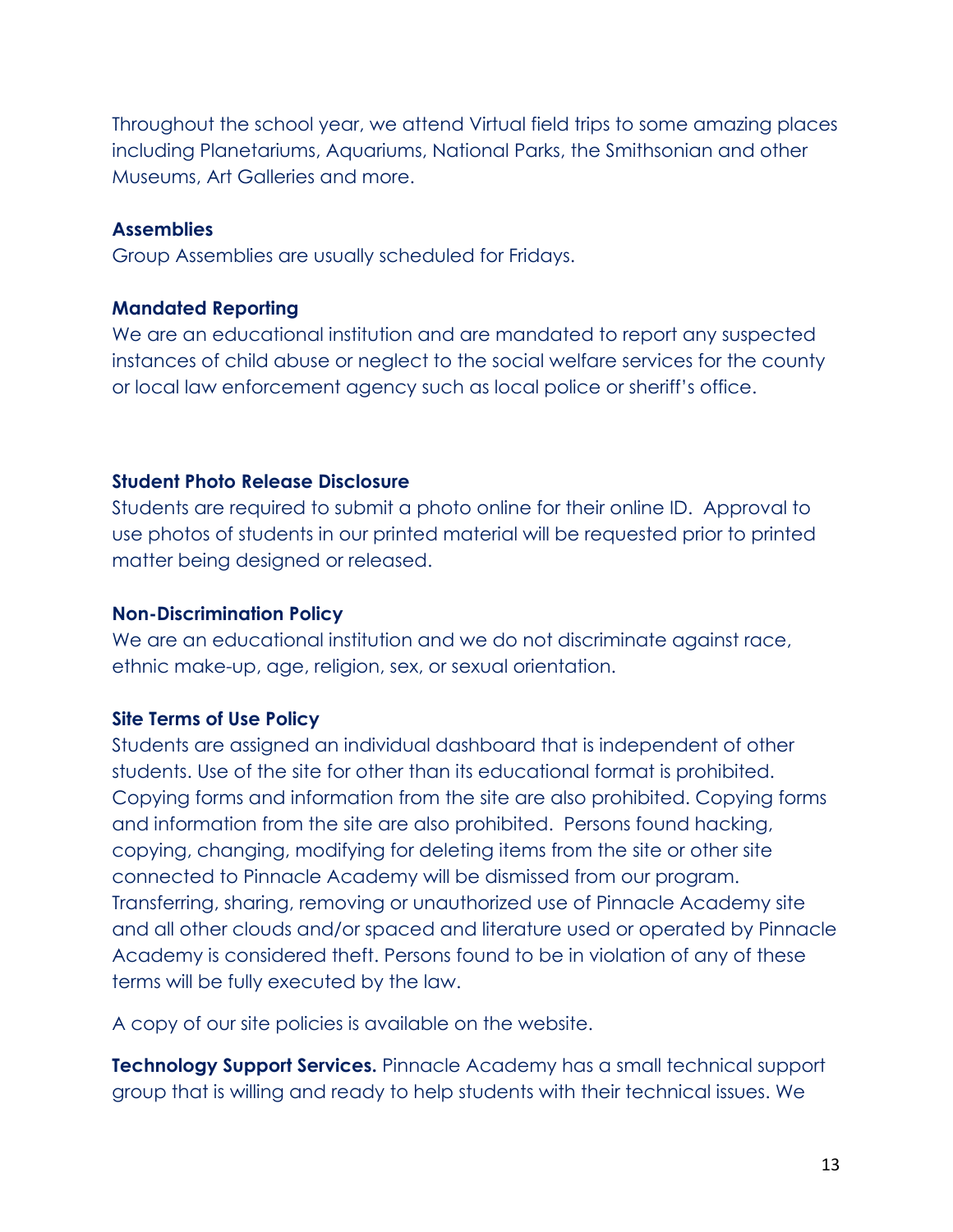Throughout the school year, we attend Virtual field trips to some amazing places including Planetariums, Aquariums, National Parks, the Smithsonian and other Museums, Art Galleries and more.

**Assemblies**

Group Assemblies are usually scheduled for Fridays.

**Mandated Reporting**

We are an educational institution and are mandated to report any suspected instances of child abuse or neglect to the social welfare services for the county or local law enforcement agency such as local police or sheriff's office.

**Student Photo Release Disclosure**

Students are required to submit a photo online for their online ID. Approval to use photos of students in our printed material will be requested prior to printed matter being designed or released.

**Non-Discrimination Policy**

We are an educational institution and we do not discriminate against race, ethnic make-up, age, religion, sex, or sexual orientation.

**Site Terms of Use Policy**

Students are assigned an individual dashboard that is independent of other students. Use of the site for other than its educational format is prohibited. Copying forms and information from the site are also prohibited. Copying forms and information from the site are also prohibited. Persons found hacking, copying, changing, modifying for deleting items from the site or other site connected to Pinnacle Academy will be dismissed from our program. Transferring, sharing, removing or unauthorized use of Pinnacle Academy site and all other clouds and/or spaced and literature used or operated by Pinnacle Academy is considered theft. Persons found to be in violation of any of these terms will be fully executed by the law.

A copy of our site policies is available on the website.

**Technology Support Services.** Pinnacle Academy has a small technical support group that is willing and ready to help students with their technical issues. We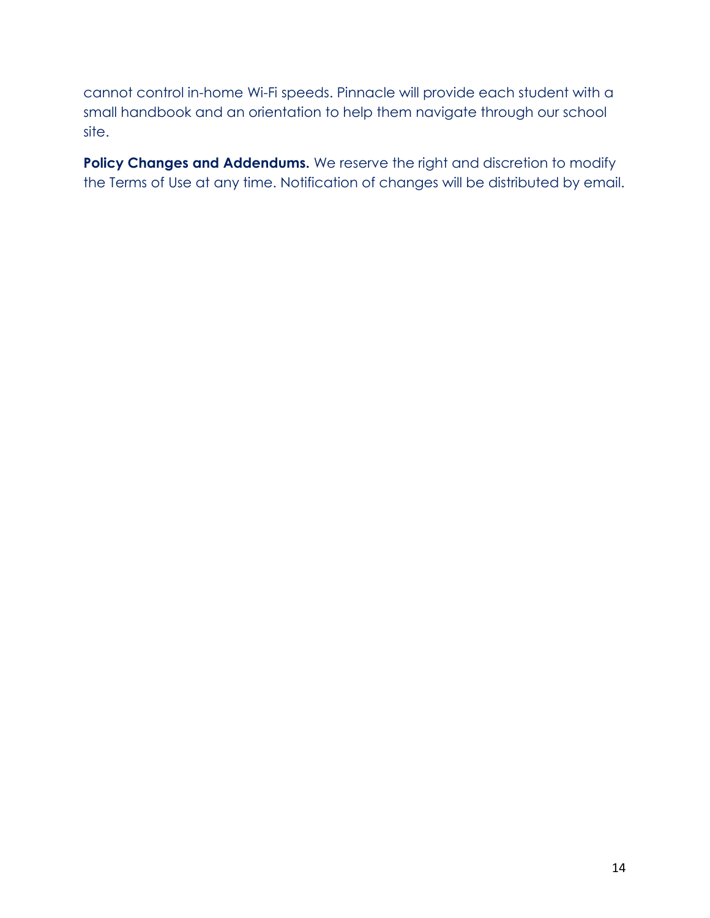cannot control in-home Wi-Fi speeds. Pinnacle will provide each student with a small handbook and an orientation to help them navigate through our school site.

**Policy Changes and Addendums.** We reserve the right and discretion to modify the Terms of Use at any time. Notification of changes will be distributed by email.